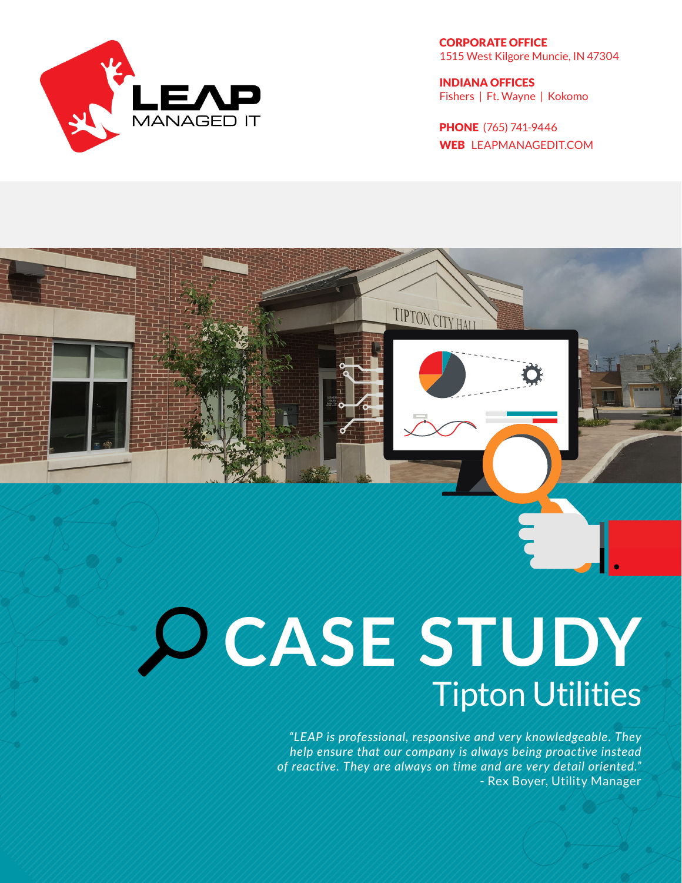**LEAP** MANAGED IT

**CORPORATE OFFICE**
1515 West Kilgore Muncie, IN 47304

**INDIANA OFFICES**
Fishers | Ft. Wayne | Kokomo

**PHONE** (765) 741-9446
**WEB** LEAPMANAGEDIT.COM

# CASE STUDY

## Tipton Utilities

*"LEAP is professional, responsive and very knowledgeable. They help ensure that our company is always being proactive instead of reactive. They are always on time and are very detail oriented."*
- Rex Boyer, Utility Manager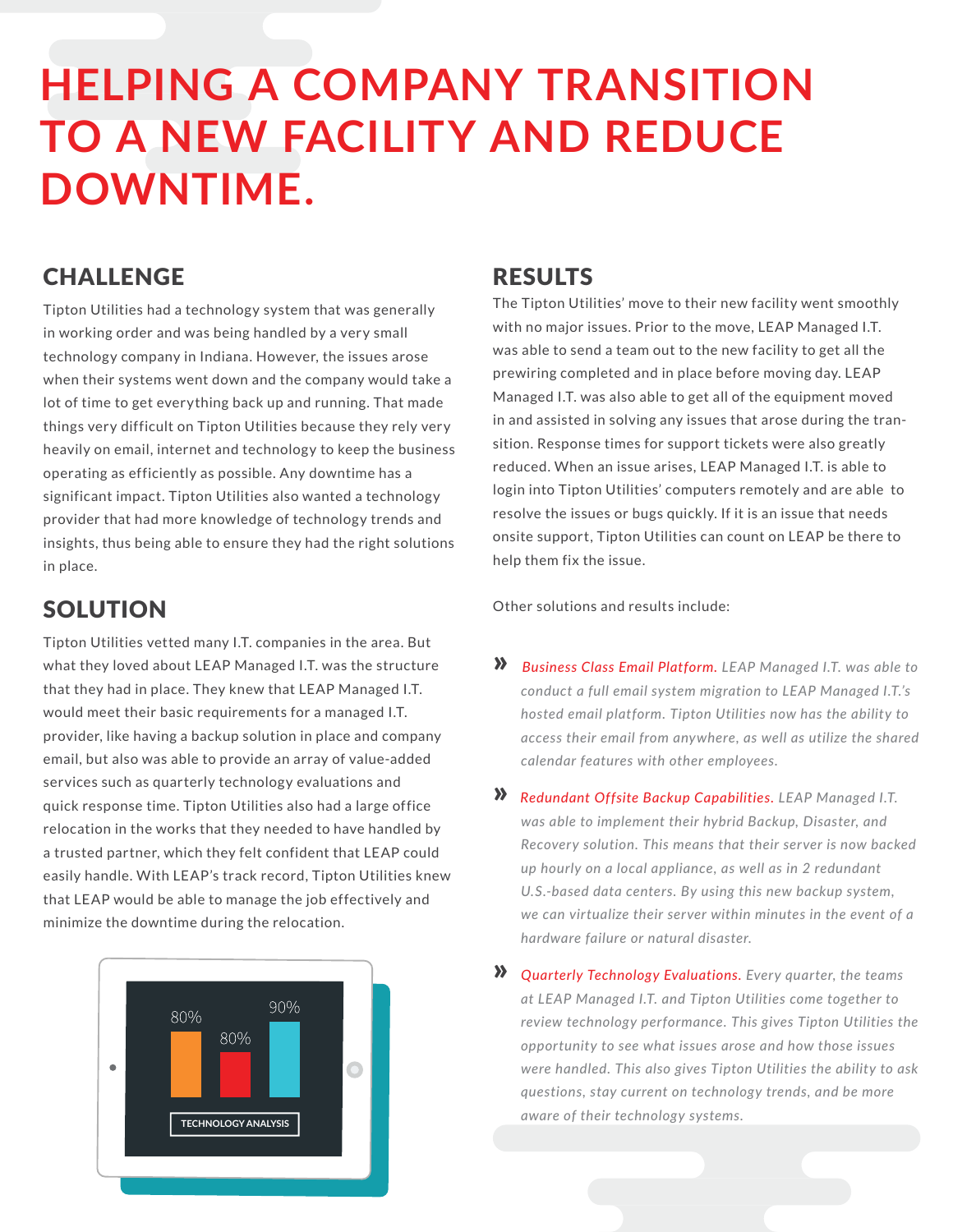# HELPING A COMPANY TRANSITION TO A NEW FACILITY AND REDUCE DOWNTIME.

## CHALLENGE

Tipton Utilities had a technology system that was generally in working order and was being handled by a very small technology company in Indiana. However, the issues arose when their systems went down and the company would take a lot of time to get everything back up and running. That made things very difficult on Tipton Utilities because they rely very heavily on email, internet and technology to keep the business operating as efficiently as possible. Any downtime has a significant impact. Tipton Utilities also wanted a technology provider that had more knowledge of technology trends and insights, thus being able to ensure they had the right solutions in place.

## SOLUTION

Tipton Utilities vetted many I.T. companies in the area. But what they loved about LEAP Managed I.T. was the structure that they had in place. They knew that LEAP Managed I.T. would meet their basic requirements for a managed I.T. provider, like having a backup solution in place and company email, but also was able to provide an array of value-added services such as quarterly technology evaluations and quick response time. Tipton Utilities also had a large office relocation in the works that they needed to have handled by a trusted partner, which they felt confident that LEAP could easily handle. With LEAP's track record, Tipton Utilities knew that LEAP would be able to manage the job effectively and minimize the downtime during the relocation.

80%
80%
90%
TECHNOLOGY ANALYSIS

## RESULTS

The Tipton Utilities' move to their new facility went smoothly with no major issues. Prior to the move, LEAP Managed I.T. was able to send a team out to the new facility to get all the prewiring completed and in place before moving day. LEAP Managed I.T. was also able to get all of the equipment moved in and assisted in solving any issues that arose during the transition. Response times for support tickets were also greatly reduced. When an issue arises, LEAP Managed I.T. is able to login into Tipton Utilities' computers remotely and are able to resolve the issues or bugs quickly. If it is an issue that needs onsite support, Tipton Utilities can count on LEAP be there to help them fix the issue.

Other solutions and results include:

- *Business Class Email Platform. LEAP Managed I.T. was able to conduct a full email system migration to LEAP Managed I.T.'s hosted email platform. Tipton Utilities now has the ability to access their email from anywhere, as well as utilize the shared calendar features with other employees.*
- *Redundant Offsite Backup Capabilities. LEAP Managed I.T. was able to implement their hybrid Backup, Disaster, and Recovery solution. This means that their server is now backed up hourly on a local appliance, as well as in 2 redundant U.S.-based data centers. By using this new backup system, we can virtualize their server within minutes in the event of a hardware failure or natural disaster.*
- *Quarterly Technology Evaluations. Every quarter, the teams at LEAP Managed I.T. and Tipton Utilities come together to review technology performance. This gives Tipton Utilities the opportunity to see what issues arose and how those issues were handled. This also gives Tipton Utilities the ability to ask questions, stay current on technology trends, and be more aware of their technology systems.*